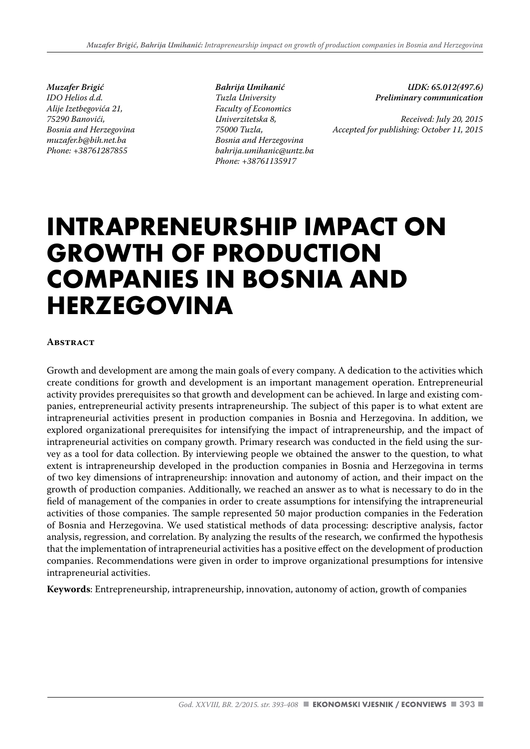*Muzafer Brigić*
*IDO Helios d.d.*
*Alije Izetbegovića 21,*
*75290 Banovići,*
*Bosnia and Herzegovina*
*muzafer.b@bih.net.ba*
*Phone: +38761287855*

*Bahrija Umihanić*
*Tuzla University*
*Faculty of Economics*
*Univerzitetska 8,*
*75000 Tuzla,*
*Bosnia and Herzegovina*
*bahrija.umihanic@untz.ba*
*Phone: +38761135917*

***UDK: 65.012(497.6)***
***Preliminary communication***

*Received: July 20, 2015*
*Accepted for publishing: October 11, 2015*

# INTRAPRENEURSHIP IMPACT ON GROWTH OF PRODUCTION COMPANIES IN BOSNIA AND HERZEGOVINA

## Abstract

Growth and development are among the main goals of every company. A dedication to the activities which create conditions for growth and development is an important management operation. Entrepreneurial activity provides prerequisites so that growth and development can be achieved. In large and existing companies, entrepreneurial activity presents intrapreneurship. The subject of this paper is to what extent are intrapreneurial activities present in production companies in Bosnia and Herzegovina. In addition, we explored organizational prerequisites for intensifying the impact of intrapreneurship, and the impact of intrapreneurial activities on company growth. Primary research was conducted in the field using the survey as a tool for data collection. By interviewing people we obtained the answer to the question, to what extent is intrapreneurship developed in the production companies in Bosnia and Herzegovina in terms of two key dimensions of intrapreneurship: innovation and autonomy of action, and their impact on the growth of production companies. Additionally, we reached an answer as to what is necessary to do in the field of management of the companies in order to create assumptions for intensifying the intrapreneurial activities of those companies. The sample represented 50 major production companies in the Federation of Bosnia and Herzegovina. We used statistical methods of data processing: descriptive analysis, factor analysis, regression, and correlation. By analyzing the results of the research, we confirmed the hypothesis that the implementation of intrapreneurial activities has a positive effect on the development of production companies. Recommendations were given in order to improve organizational presumptions for intensive intrapreneurial activities.

**Keywords**: Entrepreneurship, intrapreneurship, innovation, autonomy of action, growth of companies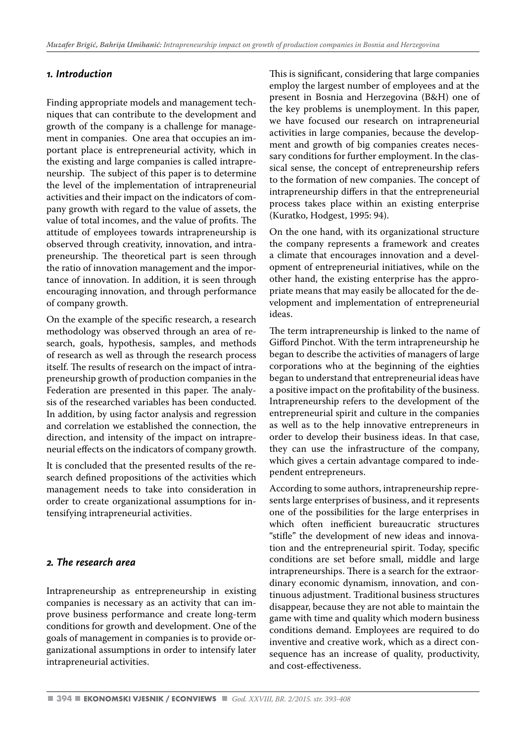## 1. Introduction

Finding appropriate models and management techniques that can contribute to the development and growth of the company is a challenge for management in companies. One area that occupies an important place is entrepreneurial activity, which in the existing and large companies is called intrapreneurship. The subject of this paper is to determine the level of the implementation of intrapreneurial activities and their impact on the indicators of company growth with regard to the value of assets, the value of total incomes, and the value of profits. The attitude of employees towards intrapreneurship is observed through creativity, innovation, and intrapreneurship. The theoretical part is seen through the ratio of innovation management and the importance of innovation. In addition, it is seen through encouraging innovation, and through performance of company growth.

On the example of the specific research, a research methodology was observed through an area of research, goals, hypothesis, samples, and methods of research as well as through the research process itself. The results of research on the impact of intrapreneurship growth of production companies in the Federation are presented in this paper. The analysis of the researched variables has been conducted. In addition, by using factor analysis and regression and correlation we established the connection, the direction, and intensity of the impact on intrapreneurial effects on the indicators of company growth.

It is concluded that the presented results of the research defined propositions of the activities which management needs to take into consideration in order to create organizational assumptions for intensifying intrapreneurial activities.

## 2. The research area

Intrapreneurship as entrepreneurship in existing companies is necessary as an activity that can improve business performance and create long-term conditions for growth and development. One of the goals of management in companies is to provide organizational assumptions in order to intensify later intrapreneurial activities.

This is significant, considering that large companies employ the largest number of employees and at the present in Bosnia and Herzegovina (B&H) one of the key problems is unemployment. In this paper, we have focused our research on intrapreneurial activities in large companies, because the development and growth of big companies creates necessary conditions for further employment. In the classical sense, the concept of entrepreneurship refers to the formation of new companies. The concept of intrapreneurship differs in that the entrepreneurial process takes place within an existing enterprise (Kuratko, Hodgest, 1995: 94).

On the one hand, with its organizational structure the company represents a framework and creates a climate that encourages innovation and a development of entrepreneurial initiatives, while on the other hand, the existing enterprise has the appropriate means that may easily be allocated for the development and implementation of entrepreneurial ideas.

The term intrapreneurship is linked to the name of Gifford Pinchot. With the term intrapreneurship he began to describe the activities of managers of large corporations who at the beginning of the eighties began to understand that entrepreneurial ideas have a positive impact on the profitability of the business. Intrapreneurship refers to the development of the entrepreneurial spirit and culture in the companies as well as to the help innovative entrepreneurs in order to develop their business ideas. In that case, they can use the infrastructure of the company, which gives a certain advantage compared to independent entrepreneurs.

According to some authors, intrapreneurship represents large enterprises of business, and it represents one of the possibilities for the large enterprises in which often inefficient bureaucratic structures "stifle" the development of new ideas and innovation and the entrepreneurial spirit. Today, specific conditions are set before small, middle and large intrapreneurships. There is a search for the extraordinary economic dynamism, innovation, and continuous adjustment. Traditional business structures disappear, because they are not able to maintain the game with time and quality which modern business conditions demand. Employees are required to do inventive and creative work, which as a direct consequence has an increase of quality, productivity, and cost-effectiveness.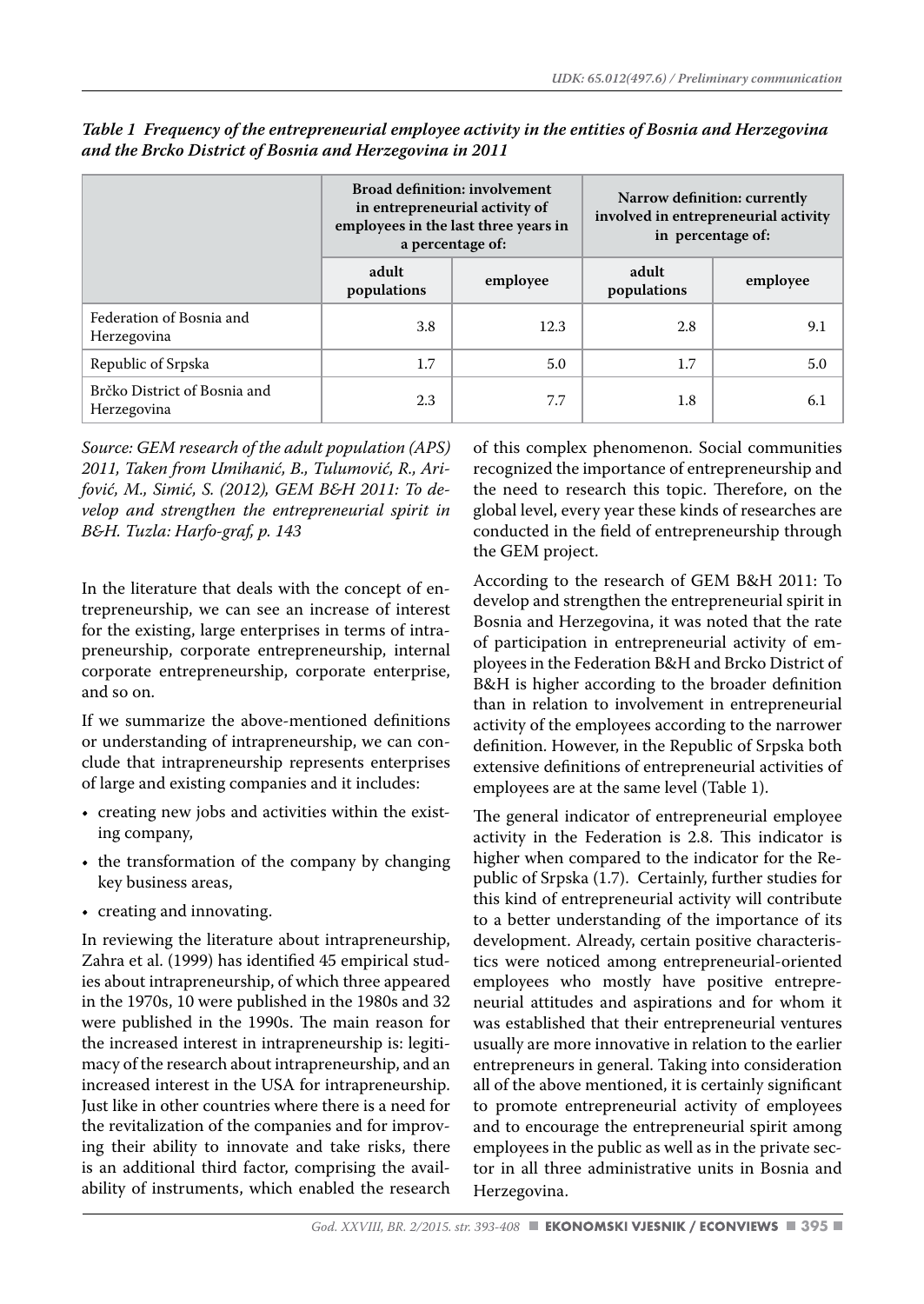*Table 1 Frequency of the entrepreneurial employee activity in the entities of Bosnia and Herzegovina and the Brcko District of Bosnia and Herzegovina in 2011*

| | Broad definition: involvement in entrepreneurial activity of employees in the last three years in a percentage of: | | Narrow definition: currently involved in entrepreneurial activity in percentage of: | |
|---|---|---|---|---|
| | adult populations | employee | adult populations | employee |
| Federation of Bosnia and Herzegovina | 3.8 | 12.3 | 2.8 | 9.1 |
| Republic of Srpska | 1.7 | 5.0 | 1.7 | 5.0 |
| Brčko District of Bosnia and Herzegovina | 2.3 | 7.7 | 1.8 | 6.1 |

*Source: GEM research of the adult population (APS) 2011, Taken from Umihanić, B., Tulumović, R., Arifović, M., Simić, S. (2012), GEM B&H 2011: To develop and strengthen the entrepreneurial spirit in B&H. Tuzla: Harfo-graf, p. 143*

In the literature that deals with the concept of entrepreneurship, we can see an increase of interest for the existing, large enterprises in terms of intrapreneurship, corporate entrepreneurship, internal corporate entrepreneurship, corporate enterprise, and so on.

If we summarize the above-mentioned definitions or understanding of intrapreneurship, we can conclude that intrapreneurship represents enterprises of large and existing companies and it includes:

- creating new jobs and activities within the existing company,
- the transformation of the company by changing key business areas,
- creating and innovating.

In reviewing the literature about intrapreneurship, Zahra et al. (1999) has identified 45 empirical studies about intrapreneurship, of which three appeared in the 1970s, 10 were published in the 1980s and 32 were published in the 1990s. The main reason for the increased interest in intrapreneurship is: legitimacy of the research about intrapreneurship, and an increased interest in the USA for intrapreneurship. Just like in other countries where there is a need for the revitalization of the companies and for improving their ability to innovate and take risks, there is an additional third factor, comprising the availability of instruments, which enabled the research of this complex phenomenon. Social communities recognized the importance of entrepreneurship and the need to research this topic. Therefore, on the global level, every year these kinds of researches are conducted in the field of entrepreneurship through the GEM project.

According to the research of GEM B&H 2011: To develop and strengthen the entrepreneurial spirit in Bosnia and Herzegovina, it was noted that the rate of participation in entrepreneurial activity of employees in the Federation B&H and Brcko District of B&H is higher according to the broader definition than in relation to involvement in entrepreneurial activity of the employees according to the narrower definition. However, in the Republic of Srpska both extensive definitions of entrepreneurial activities of employees are at the same level (Table 1).

The general indicator of entrepreneurial employee activity in the Federation is 2.8. This indicator is higher when compared to the indicator for the Republic of Srpska (1.7). Certainly, further studies for this kind of entrepreneurial activity will contribute to a better understanding of the importance of its development. Already, certain positive characteristics were noticed among entrepreneurial-oriented employees who mostly have positive entrepreneurial attitudes and aspirations and for whom it was established that their entrepreneurial ventures usually are more innovative in relation to the earlier entrepreneurs in general. Taking into consideration all of the above mentioned, it is certainly significant to promote entrepreneurial activity of employees and to encourage the entrepreneurial spirit among employees in the public as well as in the private sector in all three administrative units in Bosnia and Herzegovina.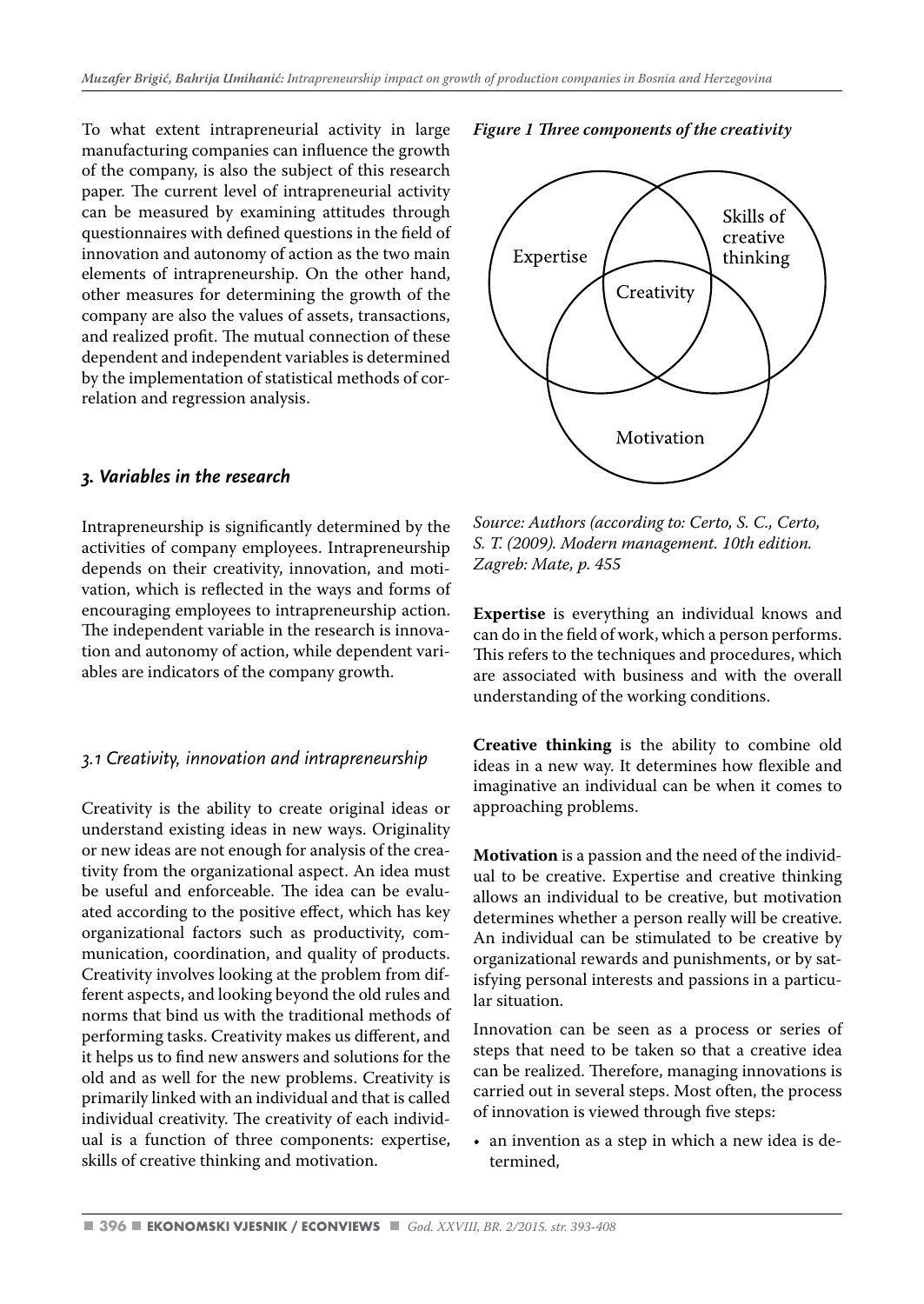To what extent intrapreneurial activity in large manufacturing companies can influence the growth of the company, is also the subject of this research paper. The current level of intrapreneurial activity can be measured by examining attitudes through questionnaires with defined questions in the field of innovation and autonomy of action as the two main elements of intrapreneurship. On the other hand, other measures for determining the growth of the company are also the values of assets, transactions, and realized profit. The mutual connection of these dependent and independent variables is determined by the implementation of statistical methods of correlation and regression analysis.

## 3. Variables in the research

Intrapreneurship is significantly determined by the activities of company employees. Intrapreneurship depends on their creativity, innovation, and motivation, which is reflected in the ways and forms of encouraging employees to intrapreneurship action. The independent variable in the research is innovation and autonomy of action, while dependent variables are indicators of the company growth.

### 3.1 Creativity, innovation and intrapreneurship

Creativity is the ability to create original ideas or understand existing ideas in new ways. Originality or new ideas are not enough for analysis of the creativity from the organizational aspect. An idea must be useful and enforceable. The idea can be evaluated according to the positive effect, which has key organizational factors such as productivity, communication, coordination, and quality of products. Creativity involves looking at the problem from different aspects, and looking beyond the old rules and norms that bind us with the traditional methods of performing tasks. Creativity makes us different, and it helps us to find new answers and solutions for the old and as well for the new problems. Creativity is primarily linked with an individual and that is called individual creativity. The creativity of each individual is a function of three components: expertise, skills of creative thinking and motivation.

***Figure 1 Three components of the creativity***

Expertise | Skills of creative thinking | Motivation | Creativity

*Source: Authors (according to: Certo, S. C., Certo, S. T. (2009). Modern management. 10th edition. Zagreb: Mate, p. 455*

**Expertise** is everything an individual knows and can do in the field of work, which a person performs. This refers to the techniques and procedures, which are associated with business and with the overall understanding of the working conditions.

**Creative thinking** is the ability to combine old ideas in a new way. It determines how flexible and imaginative an individual can be when it comes to approaching problems.

**Motivation** is a passion and the need of the individual to be creative. Expertise and creative thinking allows an individual to be creative, but motivation determines whether a person really will be creative. An individual can be stimulated to be creative by organizational rewards and punishments, or by satisfying personal interests and passions in a particular situation.

Innovation can be seen as a process or series of steps that need to be taken so that a creative idea can be realized. Therefore, managing innovations is carried out in several steps. Most often, the process of innovation is viewed through five steps:

- an invention as a step in which a new idea is determined,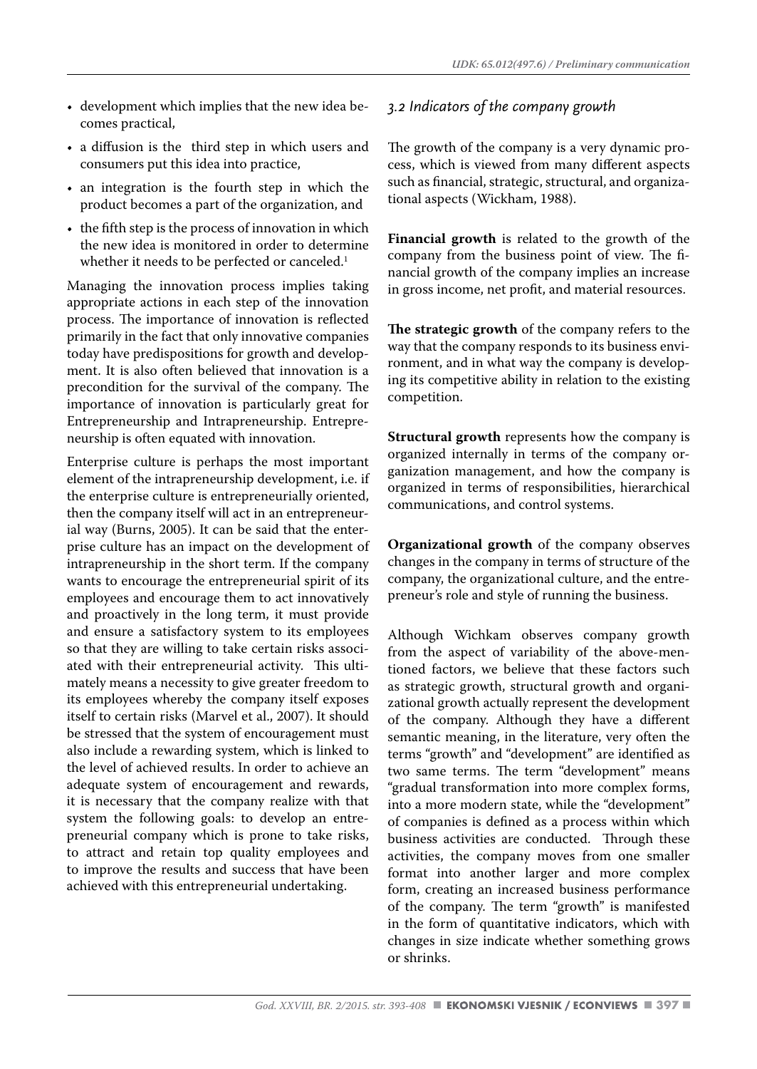- development which implies that the new idea becomes practical,
- a diffusion is the  third step in which users and consumers put this idea into practice,
- an integration is the fourth step in which the product becomes a part of the organization, and
- the fifth step is the process of innovation in which the new idea is monitored in order to determine whether it needs to be perfected or canceled.[1]

Managing the innovation process implies taking appropriate actions in each step of the innovation process. The importance of innovation is reflected primarily in the fact that only innovative companies today have predispositions for growth and development. It is also often believed that innovation is a precondition for the survival of the company. The importance of innovation is particularly great for Entrepreneurship and Intrapreneurship. Entrepreneurship is often equated with innovation.

Enterprise culture is perhaps the most important element of the intrapreneurship development, i.e. if the enterprise culture is entrepreneurially oriented, then the company itself will act in an entrepreneurial way (Burns, 2005). It can be said that the enterprise culture has an impact on the development of intrapreneurship in the short term. If the company wants to encourage the entrepreneurial spirit of its employees and encourage them to act innovatively and proactively in the long term, it must provide and ensure a satisfactory system to its employees so that they are willing to take certain risks associated with their entrepreneurial activity.  This ultimately means a necessity to give greater freedom to its employees whereby the company itself exposes itself to certain risks (Marvel et al., 2007). It should be stressed that the system of encouragement must also include a rewarding system, which is linked to the level of achieved results. In order to achieve an adequate system of encouragement and rewards, it is necessary that the company realize with that system the following goals: to develop an entrepreneurial company which is prone to take risks, to attract and retain top quality employees and to improve the results and success that have been achieved with this entrepreneurial undertaking.

### *3.2 Indicators of the company growth*

The growth of the company is a very dynamic process, which is viewed from many different aspects such as financial, strategic, structural, and organizational aspects (Wickham, 1988).

**Financial growth** is related to the growth of the company from the business point of view. The financial growth of the company implies an increase in gross income, net profit, and material resources.

**The strategic growth** of the company refers to the way that the company responds to its business environment, and in what way the company is developing its competitive ability in relation to the existing competition.

**Structural growth** represents how the company is organized internally in terms of the company organization management, and how the company is organized in terms of responsibilities, hierarchical communications, and control systems.

**Organizational growth** of the company observes changes in the company in terms of structure of the company, the organizational culture, and the entrepreneur's role and style of running the business.

Although Wichkam observes company growth from the aspect of variability of the above-mentioned factors, we believe that these factors such as strategic growth, structural growth and organizational growth actually represent the development of the company. Although they have a different semantic meaning, in the literature, very often the terms "growth" and "development" are identified as two same terms. The term "development" means "gradual transformation into more complex forms, into a more modern state, while the "development" of companies is defined as a process within which business activities are conducted.  Through these activities, the company moves from one smaller format into another larger and more complex form, creating an increased business performance of the company. The term "growth" is manifested in the form of quantitative indicators, which with changes in size indicate whether something grows or shrinks.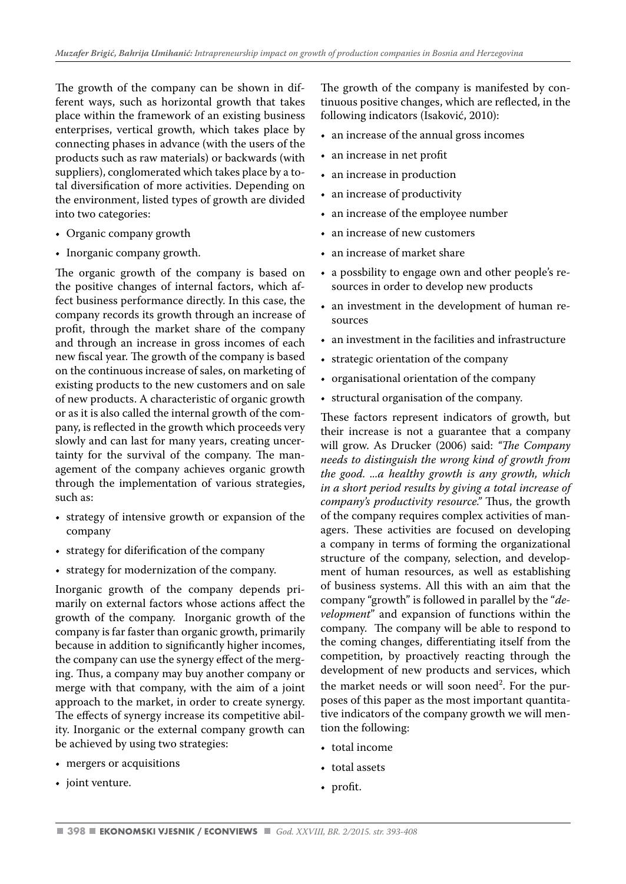The growth of the company can be shown in different ways, such as horizontal growth that takes place within the framework of an existing business enterprises, vertical growth, which takes place by connecting phases in advance (with the users of the products such as raw materials) or backwards (with suppliers), conglomerated which takes place by a total diversification of more activities. Depending on the environment, listed types of growth are divided into two categories:

- Organic company growth
- Inorganic company growth.

The organic growth of the company is based on the positive changes of internal factors, which affect business performance directly. In this case, the company records its growth through an increase of profit, through the market share of the company and through an increase in gross incomes of each new fiscal year. The growth of the company is based on the continuous increase of sales, on marketing of existing products to the new customers and on sale of new products. A characteristic of organic growth or as it is also called the internal growth of the company, is reflected in the growth which proceeds very slowly and can last for many years, creating uncertainty for the survival of the company. The management of the company achieves organic growth through the implementation of various strategies, such as:

- strategy of intensive growth or expansion of the company
- strategy for diferification of the company
- strategy for modernization of the company.

Inorganic growth of the company depends primarily on external factors whose actions affect the growth of the company. Inorganic growth of the company is far faster than organic growth, primarily because in addition to significantly higher incomes, the company can use the synergy effect of the merging. Thus, a company may buy another company or merge with that company, with the aim of a joint approach to the market, in order to create synergy. The effects of synergy increase its competitive ability. Inorganic or the external company growth can be achieved by using two strategies:

- mergers or acquisitions
- joint venture.

The growth of the company is manifested by continuous positive changes, which are reflected, in the following indicators (Isaković, 2010):

- an increase of the annual gross incomes
- an increase in net profit
- an increase in production
- an increase of productivity
- an increase of the employee number
- an increase of new customers
- an increase of market share
- a possbility to engage own and other people's resources in order to develop new products
- an investment in the development of human resources
- an investment in the facilities and infrastructure
- strategic orientation of the company
- organisational orientation of the company
- structural organisation of the company.

These factors represent indicators of growth, but their increase is not a guarantee that a company will grow. As Drucker (2006) said: *"The Company needs to distinguish the wrong kind of growth from the good. ...a healthy growth is any growth, which in a short period results by giving a total increase of company's productivity resource."* Thus, the growth of the company requires complex activities of managers. These activities are focused on developing a company in terms of forming the organizational structure of the company, selection, and development of human resources, as well as establishing of business systems. All this with an aim that the company "growth" is followed in parallel by the "*development*" and expansion of functions within the company. The company will be able to respond to the coming changes, differentiating itself from the competition, by proactively reacting through the development of new products and services, which the market needs or will soon need[2]. For the purposes of this paper as the most important quantitative indicators of the company growth we will mention the following:

- total income
- total assets
- profit.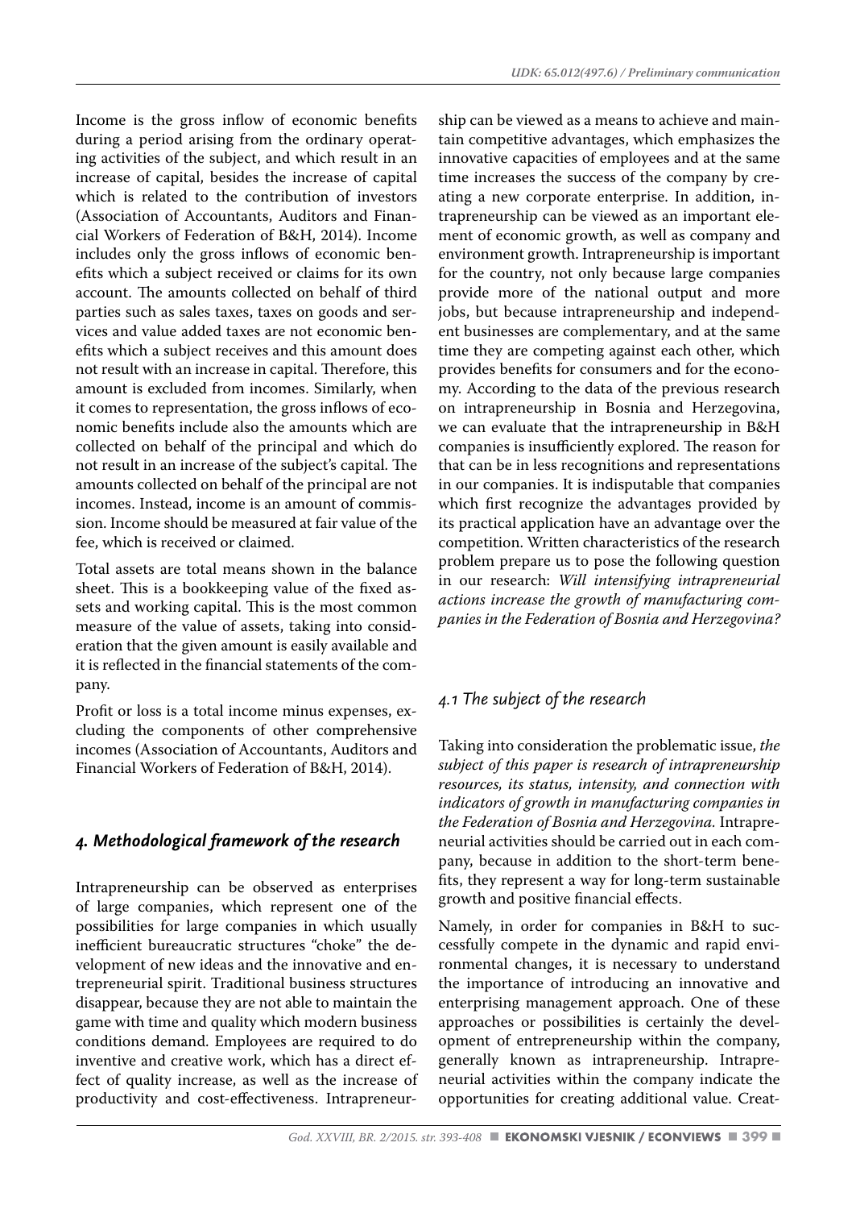Income is the gross inflow of economic benefits during a period arising from the ordinary operating activities of the subject, and which result in an increase of capital, besides the increase of capital which is related to the contribution of investors (Association of Accountants, Auditors and Financial Workers of Federation of B&H, 2014). Income includes only the gross inflows of economic benefits which a subject received or claims for its own account. The amounts collected on behalf of third parties such as sales taxes, taxes on goods and services and value added taxes are not economic benefits which a subject receives and this amount does not result with an increase in capital. Therefore, this amount is excluded from incomes. Similarly, when it comes to representation, the gross inflows of economic benefits include also the amounts which are collected on behalf of the principal and which do not result in an increase of the subject's capital. The amounts collected on behalf of the principal are not incomes. Instead, income is an amount of commission. Income should be measured at fair value of the fee, which is received or claimed.

Total assets are total means shown in the balance sheet. This is a bookkeeping value of the fixed assets and working capital. This is the most common measure of the value of assets, taking into consideration that the given amount is easily available and it is reflected in the financial statements of the company.

Profit or loss is a total income minus expenses, excluding the components of other comprehensive incomes (Association of Accountants, Auditors and Financial Workers of Federation of B&H, 2014).

## *4. Methodological framework of the research*

Intrapreneurship can be observed as enterprises of large companies, which represent one of the possibilities for large companies in which usually inefficient bureaucratic structures "choke" the development of new ideas and the innovative and entrepreneurial spirit. Traditional business structures disappear, because they are not able to maintain the game with time and quality which modern business conditions demand. Employees are required to do inventive and creative work, which has a direct effect of quality increase, as well as the increase of productivity and cost-effectiveness. Intrapreneurship can be viewed as a means to achieve and maintain competitive advantages, which emphasizes the innovative capacities of employees and at the same time increases the success of the company by creating a new corporate enterprise. In addition, intrapreneurship can be viewed as an important element of economic growth, as well as company and environment growth. Intrapreneurship is important for the country, not only because large companies provide more of the national output and more jobs, but because intrapreneurship and independent businesses are complementary, and at the same time they are competing against each other, which provides benefits for consumers and for the economy. According to the data of the previous research on intrapreneurship in Bosnia and Herzegovina, we can evaluate that the intrapreneurship in B&H companies is insufficiently explored. The reason for that can be in less recognitions and representations in our companies. It is indisputable that companies which first recognize the advantages provided by its practical application have an advantage over the competition. Written characteristics of the research problem prepare us to pose the following question in our research: *Will intensifying intrapreneurial actions increase the growth of manufacturing companies in the Federation of Bosnia and Herzegovina?*

### *4.1 The subject of the research*

Taking into consideration the problematic issue, *the subject of this paper is research of intrapreneurship resources, its status, intensity, and connection with indicators of growth in manufacturing companies in the Federation of Bosnia and Herzegovina.* Intrapreneurial activities should be carried out in each company, because in addition to the short-term benefits, they represent a way for long-term sustainable growth and positive financial effects.

Namely, in order for companies in B&H to successfully compete in the dynamic and rapid environmental changes, it is necessary to understand the importance of introducing an innovative and enterprising management approach. One of these approaches or possibilities is certainly the development of entrepreneurship within the company, generally known as intrapreneurship. Intrapreneurial activities within the company indicate the opportunities for creating additional value. Creat-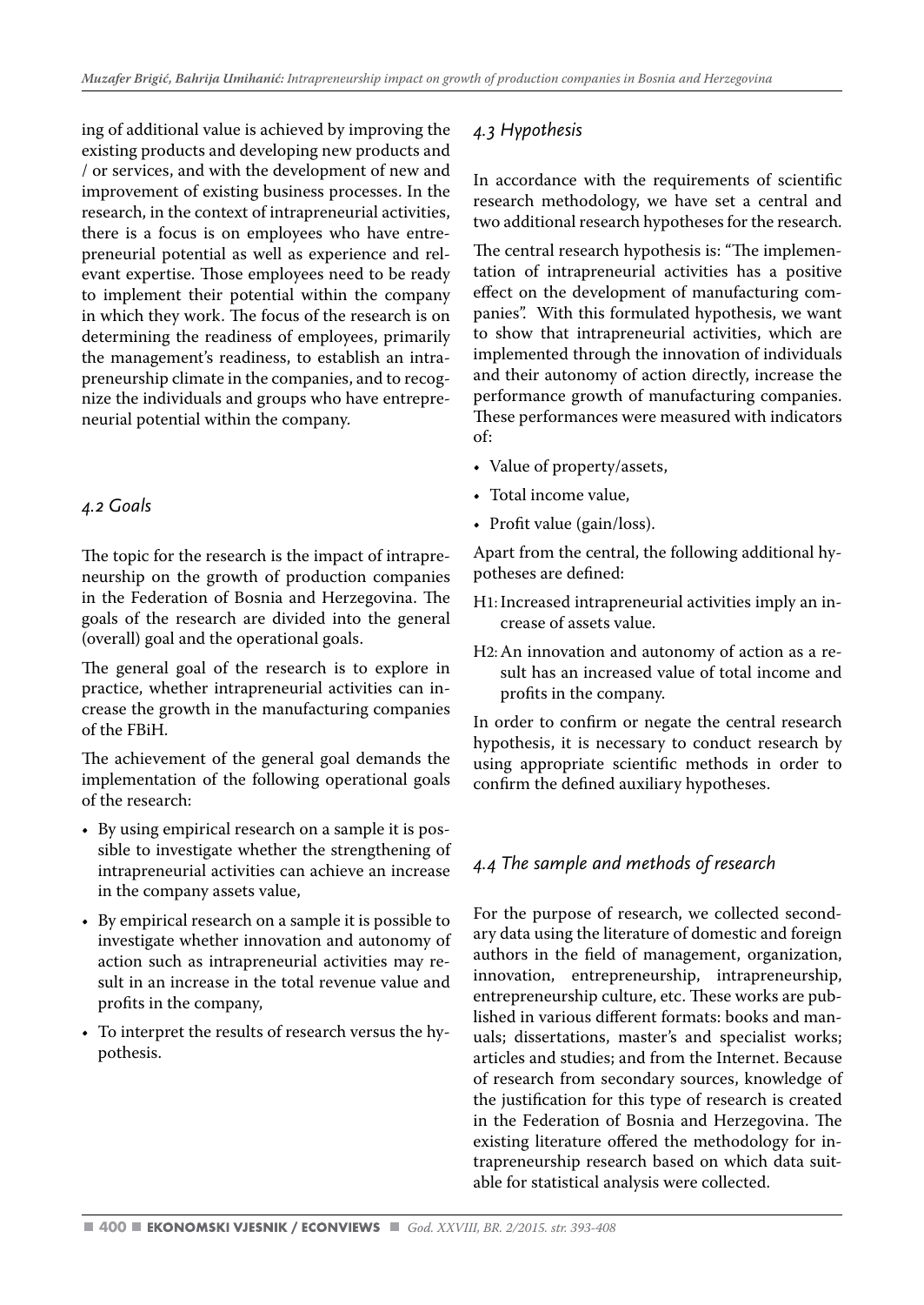ing of additional value is achieved by improving the existing products and developing new products and / or services, and with the development of new and improvement of existing business processes. In the research, in the context of intrapreneurial activities, there is a focus is on employees who have entrepreneurial potential as well as experience and relevant expertise. Those employees need to be ready to implement their potential within the company in which they work. The focus of the research is on determining the readiness of employees, primarily the management's readiness, to establish an intrapreneurship climate in the companies, and to recognize the individuals and groups who have entrepreneurial potential within the company.

### *4.2 Goals*

The topic for the research is the impact of intrapreneurship on the growth of production companies in the Federation of Bosnia and Herzegovina. The goals of the research are divided into the general (overall) goal and the operational goals.

The general goal of the research is to explore in practice, whether intrapreneurial activities can increase the growth in the manufacturing companies of the FBiH.

The achievement of the general goal demands the implementation of the following operational goals of the research:

- By using empirical research on a sample it is possible to investigate whether the strengthening of intrapreneurial activities can achieve an increase in the company assets value,
- By empirical research on a sample it is possible to investigate whether innovation and autonomy of action such as intrapreneurial activities may result in an increase in the total revenue value and profits in the company,
- To interpret the results of research versus the hypothesis.

### *4.3 Hypothesis*

In accordance with the requirements of scientific research methodology, we have set a central and two additional research hypotheses for the research.

The central research hypothesis is: "The implementation of intrapreneurial activities has a positive effect on the development of manufacturing companies". With this formulated hypothesis, we want to show that intrapreneurial activities, which are implemented through the innovation of individuals and their autonomy of action directly, increase the performance growth of manufacturing companies. These performances were measured with indicators of:

- Value of property/assets,
- Total income value,
- Profit value (gain/loss).

Apart from the central, the following additional hypotheses are defined:

- H1: Increased intrapreneurial activities imply an increase of assets value.
- H2: An innovation and autonomy of action as a result has an increased value of total income and profits in the company.

In order to confirm or negate the central research hypothesis, it is necessary to conduct research by using appropriate scientific methods in order to confirm the defined auxiliary hypotheses.

### *4.4 The sample and methods of research*

For the purpose of research, we collected secondary data using the literature of domestic and foreign authors in the field of management, organization, innovation, entrepreneurship, intrapreneurship, entrepreneurship culture, etc. These works are published in various different formats: books and manuals; dissertations, master's and specialist works; articles and studies; and from the Internet. Because of research from secondary sources, knowledge of the justification for this type of research is created in the Federation of Bosnia and Herzegovina. The existing literature offered the methodology for intrapreneurship research based on which data suitable for statistical analysis were collected.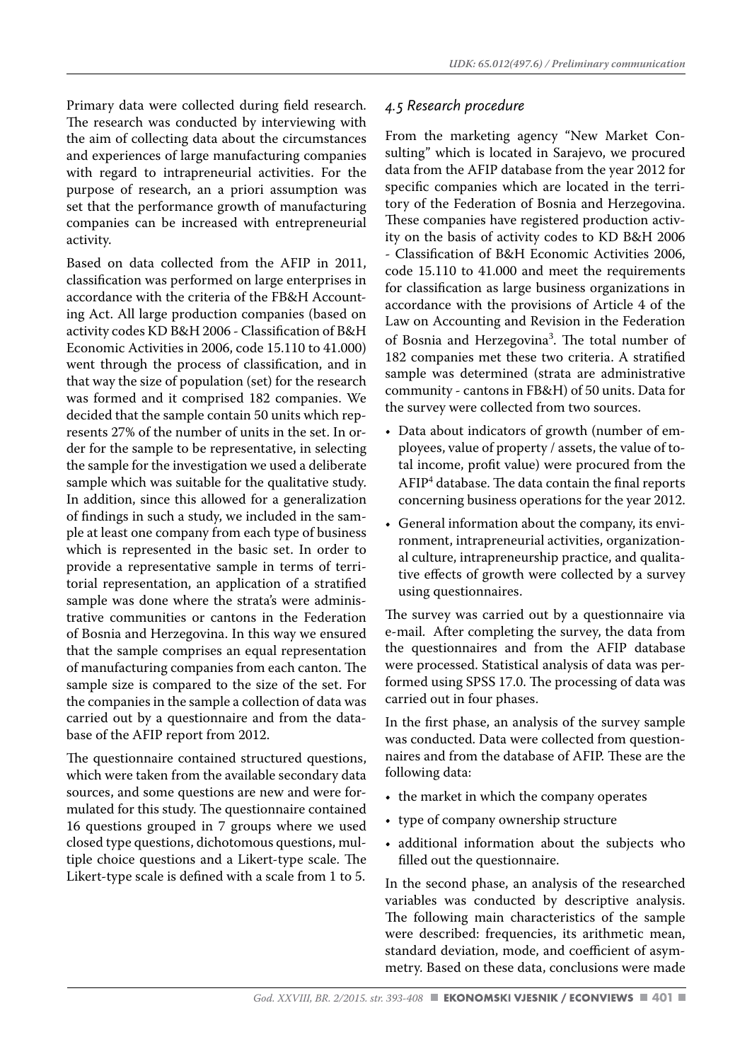Primary data were collected during field research. The research was conducted by interviewing with the aim of collecting data about the circumstances and experiences of large manufacturing companies with regard to intrapreneurial activities. For the purpose of research, an a priori assumption was set that the performance growth of manufacturing companies can be increased with entrepreneurial activity.

Based on data collected from the AFIP in 2011, classification was performed on large enterprises in accordance with the criteria of the FB&H Accounting Act. All large production companies (based on activity codes KD B&H 2006 - Classification of B&H Economic Activities in 2006, code 15.110 to 41.000) went through the process of classification, and in that way the size of population (set) for the research was formed and it comprised 182 companies. We decided that the sample contain 50 units which represents 27% of the number of units in the set. In order for the sample to be representative, in selecting the sample for the investigation we used a deliberate sample which was suitable for the qualitative study. In addition, since this allowed for a generalization of findings in such a study, we included in the sample at least one company from each type of business which is represented in the basic set. In order to provide a representative sample in terms of territorial representation, an application of a stratified sample was done where the strata's were administrative communities or cantons in the Federation of Bosnia and Herzegovina. In this way we ensured that the sample comprises an equal representation of manufacturing companies from each canton. The sample size is compared to the size of the set. For the companies in the sample a collection of data was carried out by a questionnaire and from the database of the AFIP report from 2012.

The questionnaire contained structured questions, which were taken from the available secondary data sources, and some questions are new and were formulated for this study. The questionnaire contained 16 questions grouped in 7 groups where we used closed type questions, dichotomous questions, multiple choice questions and a Likert-type scale. The Likert-type scale is defined with a scale from 1 to 5.

### *4.5 Research procedure*

From the marketing agency "New Market Consulting" which is located in Sarajevo, we procured data from the AFIP database from the year 2012 for specific companies which are located in the territory of the Federation of Bosnia and Herzegovina. These companies have registered production activity on the basis of activity codes to KD B&H 2006 - Classification of B&H Economic Activities 2006, code 15.110 to 41.000 and meet the requirements for classification as large business organizations in accordance with the provisions of Article 4 of the Law on Accounting and Revision in the Federation of Bosnia and Herzegovina[3]. The total number of 182 companies met these two criteria. A stratified sample was determined (strata are administrative community - cantons in FB&H) of 50 units. Data for the survey were collected from two sources.

- Data about indicators of growth (number of employees, value of property / assets, the value of total income, profit value) were procured from the AFIP[4] database. The data contain the final reports concerning business operations for the year 2012.
- General information about the company, its environment, intrapreneurial activities, organizational culture, intrapreneurship practice, and qualitative effects of growth were collected by a survey using questionnaires.

The survey was carried out by a questionnaire via e-mail. After completing the survey, the data from the questionnaires and from the AFIP database were processed. Statistical analysis of data was performed using SPSS 17.0. The processing of data was carried out in four phases.

In the first phase, an analysis of the survey sample was conducted. Data were collected from questionnaires and from the database of AFIP. These are the following data:

- the market in which the company operates
- type of company ownership structure
- additional information about the subjects who filled out the questionnaire.

In the second phase, an analysis of the researched variables was conducted by descriptive analysis. The following main characteristics of the sample were described: frequencies, its arithmetic mean, standard deviation, mode, and coefficient of asymmetry. Based on these data, conclusions were made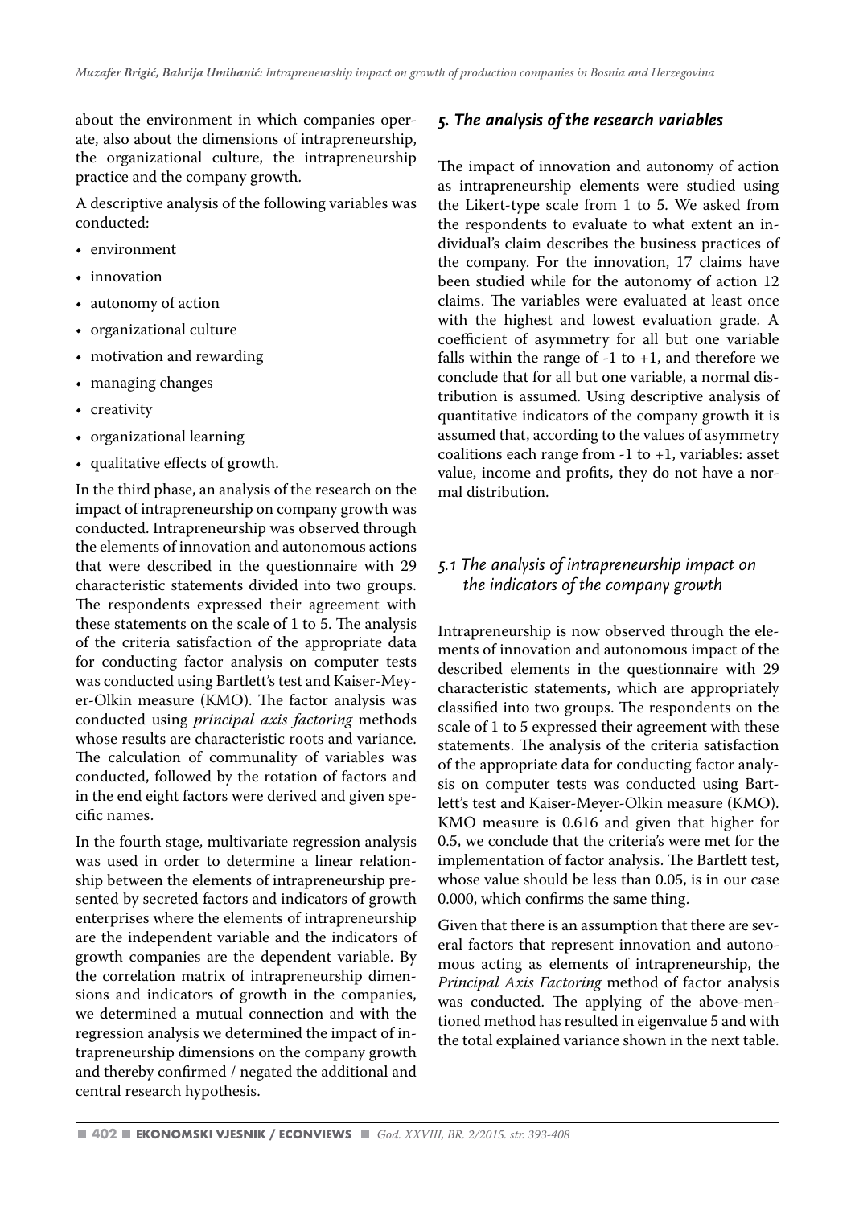about the environment in which companies operate, also about the dimensions of intrapreneurship, the organizational culture, the intrapreneurship practice and the company growth.

A descriptive analysis of the following variables was conducted:

- environment
- innovation
- autonomy of action
- organizational culture
- motivation and rewarding
- managing changes
- creativity
- organizational learning
- qualitative effects of growth.

In the third phase, an analysis of the research on the impact of intrapreneurship on company growth was conducted. Intrapreneurship was observed through the elements of innovation and autonomous actions that were described in the questionnaire with 29 characteristic statements divided into two groups. The respondents expressed their agreement with these statements on the scale of 1 to 5. The analysis of the criteria satisfaction of the appropriate data for conducting factor analysis on computer tests was conducted using Bartlett's test and Kaiser-Meyer-Olkin measure (KMO). The factor analysis was conducted using *principal axis factoring* methods whose results are characteristic roots and variance. The calculation of communality of variables was conducted, followed by the rotation of factors and in the end eight factors were derived and given specific names.

In the fourth stage, multivariate regression analysis was used in order to determine a linear relationship between the elements of intrapreneurship presented by secreted factors and indicators of growth enterprises where the elements of intrapreneurship are the independent variable and the indicators of growth companies are the dependent variable. By the correlation matrix of intrapreneurship dimensions and indicators of growth in the companies, we determined a mutual connection and with the regression analysis we determined the impact of intrapreneurship dimensions on the company growth and thereby confirmed / negated the additional and central research hypothesis.

## 5. The analysis of the research variables

The impact of innovation and autonomy of action as intrapreneurship elements were studied using the Likert-type scale from 1 to 5. We asked from the respondents to evaluate to what extent an individual's claim describes the business practices of the company. For the innovation, 17 claims have been studied while for the autonomy of action 12 claims. The variables were evaluated at least once with the highest and lowest evaluation grade. A coefficient of asymmetry for all but one variable falls within the range of -1 to +1, and therefore we conclude that for all but one variable, a normal distribution is assumed. Using descriptive analysis of quantitative indicators of the company growth it is assumed that, according to the values of asymmetry coalitions each range from -1 to +1, variables: asset value, income and profits, they do not have a normal distribution.

### 5.1 The analysis of intrapreneurship impact on the indicators of the company growth

Intrapreneurship is now observed through the elements of innovation and autonomous impact of the described elements in the questionnaire with 29 characteristic statements, which are appropriately classified into two groups. The respondents on the scale of 1 to 5 expressed their agreement with these statements. The analysis of the criteria satisfaction of the appropriate data for conducting factor analysis on computer tests was conducted using Bartlett's test and Kaiser-Meyer-Olkin measure (KMO). KMO measure is 0.616 and given that higher for 0.5, we conclude that the criteria's were met for the implementation of factor analysis. The Bartlett test, whose value should be less than 0.05, is in our case 0.000, which confirms the same thing.

Given that there is an assumption that there are several factors that represent innovation and autonomous acting as elements of intrapreneurship, the *Principal Axis Factoring* method of factor analysis was conducted. The applying of the above-mentioned method has resulted in eigenvalue 5 and with the total explained variance shown in the next table.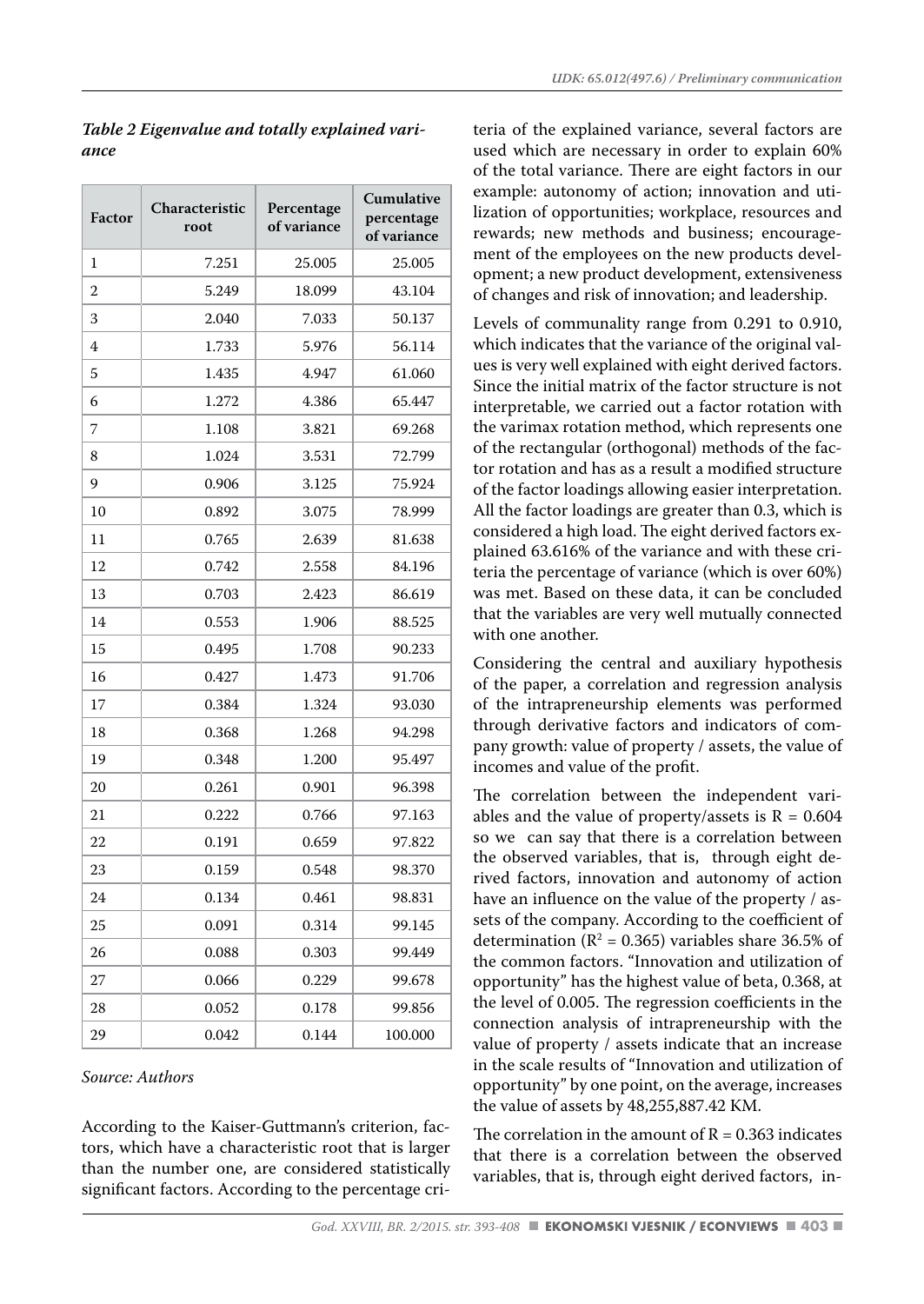*Table 2 Eigenvalue and totally explained variance*

| Factor | Characteristic root | Percentage of variance | Cumulative percentage of variance |
|---|---|---|---|
| 1 | 7.251 | 25.005 | 25.005 |
| 2 | 5.249 | 18.099 | 43.104 |
| 3 | 2.040 | 7.033 | 50.137 |
| 4 | 1.733 | 5.976 | 56.114 |
| 5 | 1.435 | 4.947 | 61.060 |
| 6 | 1.272 | 4.386 | 65.447 |
| 7 | 1.108 | 3.821 | 69.268 |
| 8 | 1.024 | 3.531 | 72.799 |
| 9 | 0.906 | 3.125 | 75.924 |
| 10 | 0.892 | 3.075 | 78.999 |
| 11 | 0.765 | 2.639 | 81.638 |
| 12 | 0.742 | 2.558 | 84.196 |
| 13 | 0.703 | 2.423 | 86.619 |
| 14 | 0.553 | 1.906 | 88.525 |
| 15 | 0.495 | 1.708 | 90.233 |
| 16 | 0.427 | 1.473 | 91.706 |
| 17 | 0.384 | 1.324 | 93.030 |
| 18 | 0.368 | 1.268 | 94.298 |
| 19 | 0.348 | 1.200 | 95.497 |
| 20 | 0.261 | 0.901 | 96.398 |
| 21 | 0.222 | 0.766 | 97.163 |
| 22 | 0.191 | 0.659 | 97.822 |
| 23 | 0.159 | 0.548 | 98.370 |
| 24 | 0.134 | 0.461 | 98.831 |
| 25 | 0.091 | 0.314 | 99.145 |
| 26 | 0.088 | 0.303 | 99.449 |
| 27 | 0.066 | 0.229 | 99.678 |
| 28 | 0.052 | 0.178 | 99.856 |
| 29 | 0.042 | 0.144 | 100.000 |

*Source: Authors*

According to the Kaiser-Guttmann's criterion, factors, which have a characteristic root that is larger than the number one, are considered statistically significant factors. According to the percentage criteria of the explained variance, several factors are used which are necessary in order to explain 60% of the total variance. There are eight factors in our example: autonomy of action; innovation and utilization of opportunities; workplace, resources and rewards; new methods and business; encouragement of the employees on the new products development; a new product development, extensiveness of changes and risk of innovation; and leadership.

Levels of communality range from 0.291 to 0.910, which indicates that the variance of the original values is very well explained with eight derived factors. Since the initial matrix of the factor structure is not interpretable, we carried out a factor rotation with the varimax rotation method, which represents one of the rectangular (orthogonal) methods of the factor rotation and has as a result a modified structure of the factor loadings allowing easier interpretation. All the factor loadings are greater than 0.3, which is considered a high load. The eight derived factors explained 63.616% of the variance and with these criteria the percentage of variance (which is over 60%) was met. Based on these data, it can be concluded that the variables are very well mutually connected with one another.

Considering the central and auxiliary hypothesis of the paper, a correlation and regression analysis of the intrapreneurship elements was performed through derivative factors and indicators of company growth: value of property / assets, the value of incomes and value of the profit.

The correlation between the independent variables and the value of property/assets is $R = 0.604$ so we can say that there is a correlation between the observed variables, that is, through eight derived factors, innovation and autonomy of action have an influence on the value of the property / assets of the company. According to the coefficient of determination ($R^2 = 0.365$) variables share 36.5% of the common factors. "Innovation and utilization of opportunity" has the highest value of beta, 0.368, at the level of 0.005. The regression coefficients in the connection analysis of intrapreneurship with the value of property / assets indicate that an increase in the scale results of "Innovation and utilization of opportunity" by one point, on the average, increases the value of assets by 48,255,887.42 KM.

The correlation in the amount of $R = 0.363$ indicates that there is a correlation between the observed variables, that is, through eight derived factors, in-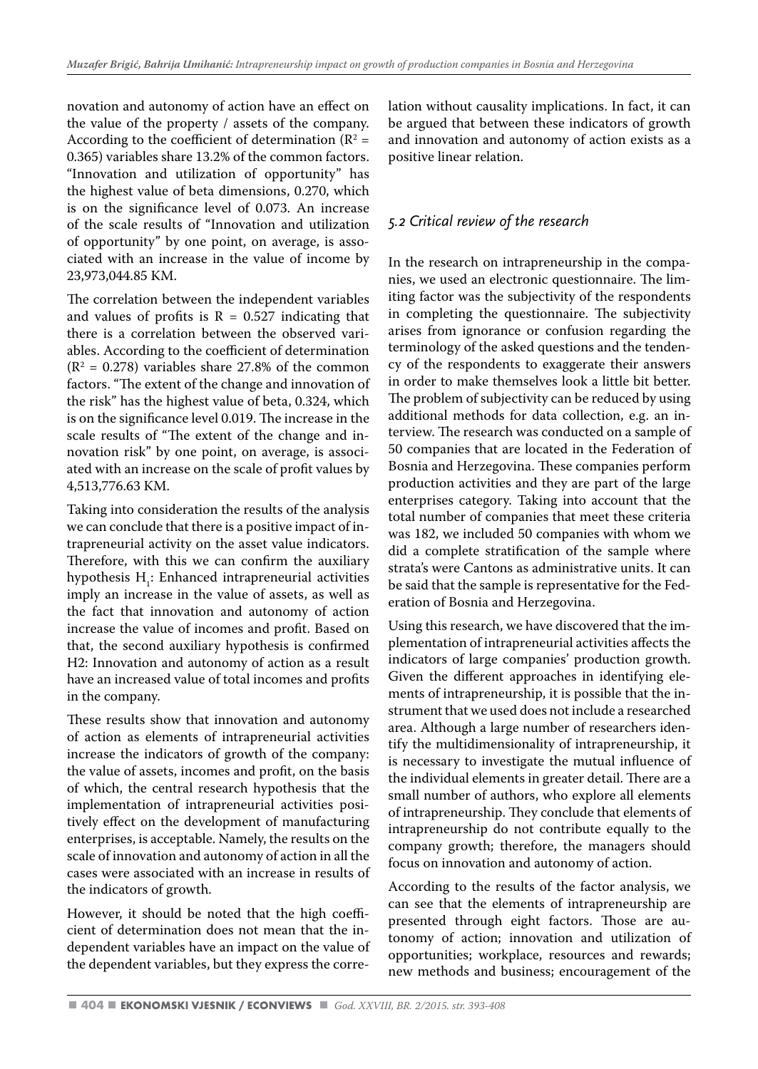novation and autonomy of action have an effect on the value of the property / assets of the company. According to the coefficient of determination ($R^2$ = 0.365) variables share 13.2% of the common factors. "Innovation and utilization of opportunity" has the highest value of beta dimensions, 0.270, which is on the significance level of 0.073. An increase of the scale results of "Innovation and utilization of opportunity" by one point, on average, is associated with an increase in the value of income by 23,973,044.85 KM.

The correlation between the independent variables and values of profits is R = 0.527 indicating that there is a correlation between the observed variables. According to the coefficient of determination ($R^2$ = 0.278) variables share 27.8% of the common factors. "The extent of the change and innovation of the risk" has the highest value of beta, 0.324, which is on the significance level 0.019. The increase in the scale results of "The extent of the change and innovation risk" by one point, on average, is associated with an increase on the scale of profit values by 4,513,776.63 KM.

Taking into consideration the results of the analysis we can conclude that there is a positive impact of intrapreneurial activity on the asset value indicators. Therefore, with this we can confirm the auxiliary hypothesis $H_1$: Enhanced intrapreneurial activities imply an increase in the value of assets, as well as the fact that innovation and autonomy of action increase the value of incomes and profit. Based on that, the second auxiliary hypothesis is confirmed H2: Innovation and autonomy of action as a result have an increased value of total incomes and profits in the company.

These results show that innovation and autonomy of action as elements of intrapreneurial activities increase the indicators of growth of the company: the value of assets, incomes and profit, on the basis of which, the central research hypothesis that the implementation of intrapreneurial activities positively effect on the development of manufacturing enterprises, is acceptable. Namely, the results on the scale of innovation and autonomy of action in all the cases were associated with an increase in results of the indicators of growth.

However, it should be noted that the high coefficient of determination does not mean that the independent variables have an impact on the value of the dependent variables, but they express the correlation without causality implications. In fact, it can be argued that between these indicators of growth and innovation and autonomy of action exists as a positive linear relation.

### *5.2 Critical review of the research*

In the research on intrapreneurship in the companies, we used an electronic questionnaire. The limiting factor was the subjectivity of the respondents in completing the questionnaire. The subjectivity arises from ignorance or confusion regarding the terminology of the asked questions and the tendency of the respondents to exaggerate their answers in order to make themselves look a little bit better. The problem of subjectivity can be reduced by using additional methods for data collection, e.g. an interview. The research was conducted on a sample of 50 companies that are located in the Federation of Bosnia and Herzegovina. These companies perform production activities and they are part of the large enterprises category. Taking into account that the total number of companies that meet these criteria was 182, we included 50 companies with whom we did a complete stratification of the sample where strata's were Cantons as administrative units. It can be said that the sample is representative for the Federation of Bosnia and Herzegovina.

Using this research, we have discovered that the implementation of intrapreneurial activities affects the indicators of large companies' production growth. Given the different approaches in identifying elements of intrapreneurship, it is possible that the instrument that we used does not include a researched area. Although a large number of researchers identify the multidimensionality of intrapreneurship, it is necessary to investigate the mutual influence of the individual elements in greater detail. There are a small number of authors, who explore all elements of intrapreneurship. They conclude that elements of intrapreneurship do not contribute equally to the company growth; therefore, the managers should focus on innovation and autonomy of action.

According to the results of the factor analysis, we can see that the elements of intrapreneurship are presented through eight factors. Those are autonomy of action; innovation and utilization of opportunities; workplace, resources and rewards; new methods and business; encouragement of the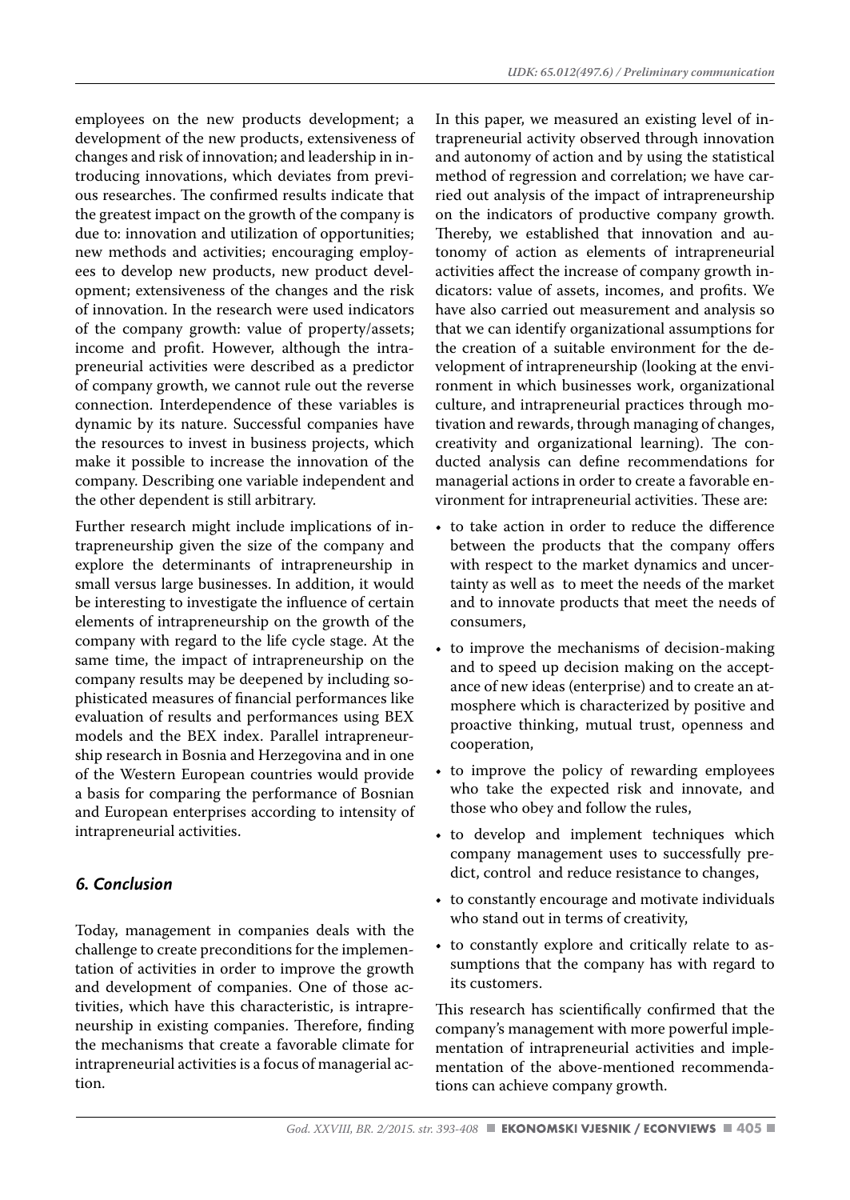employees on the new products development; a development of the new products, extensiveness of changes and risk of innovation; and leadership in introducing innovations, which deviates from previous researches. The confirmed results indicate that the greatest impact on the growth of the company is due to: innovation and utilization of opportunities; new methods and activities; encouraging employees to develop new products, new product development; extensiveness of the changes and the risk of innovation. In the research were used indicators of the company growth: value of property/assets; income and profit. However, although the intrapreneurial activities were described as a predictor of company growth, we cannot rule out the reverse connection. Interdependence of these variables is dynamic by its nature. Successful companies have the resources to invest in business projects, which make it possible to increase the innovation of the company. Describing one variable independent and the other dependent is still arbitrary.

Further research might include implications of intrapreneurship given the size of the company and explore the determinants of intrapreneurship in small versus large businesses. In addition, it would be interesting to investigate the influence of certain elements of intrapreneurship on the growth of the company with regard to the life cycle stage. At the same time, the impact of intrapreneurship on the company results may be deepened by including sophisticated measures of financial performances like evaluation of results and performances using BEX models and the BEX index. Parallel intrapreneurship research in Bosnia and Herzegovina and in one of the Western European countries would provide a basis for comparing the performance of Bosnian and European enterprises according to intensity of intrapreneurial activities.

## *6. Conclusion*

Today, management in companies deals with the challenge to create preconditions for the implementation of activities in order to improve the growth and development of companies. One of those activities, which have this characteristic, is intrapreneurship in existing companies. Therefore, finding the mechanisms that create a favorable climate for intrapreneurial activities is a focus of managerial action.

In this paper, we measured an existing level of intrapreneurial activity observed through innovation and autonomy of action and by using the statistical method of regression and correlation; we have carried out analysis of the impact of intrapreneurship on the indicators of productive company growth. Thereby, we established that innovation and autonomy of action as elements of intrapreneurial activities affect the increase of company growth indicators: value of assets, incomes, and profits. We have also carried out measurement and analysis so that we can identify organizational assumptions for the creation of a suitable environment for the development of intrapreneurship (looking at the environment in which businesses work, organizational culture, and intrapreneurial practices through motivation and rewards, through managing of changes, creativity and organizational learning). The conducted analysis can define recommendations for managerial actions in order to create a favorable environment for intrapreneurial activities. These are:

- to take action in order to reduce the difference between the products that the company offers with respect to the market dynamics and uncertainty as well as to meet the needs of the market and to innovate products that meet the needs of consumers,
- to improve the mechanisms of decision-making and to speed up decision making on the acceptance of new ideas (enterprise) and to create an atmosphere which is characterized by positive and proactive thinking, mutual trust, openness and cooperation,
- to improve the policy of rewarding employees who take the expected risk and innovate, and those who obey and follow the rules,
- to develop and implement techniques which company management uses to successfully predict, control and reduce resistance to changes,
- to constantly encourage and motivate individuals who stand out in terms of creativity,
- to constantly explore and critically relate to assumptions that the company has with regard to its customers.

This research has scientifically confirmed that the company's management with more powerful implementation of intrapreneurial activities and implementation of the above-mentioned recommendations can achieve company growth.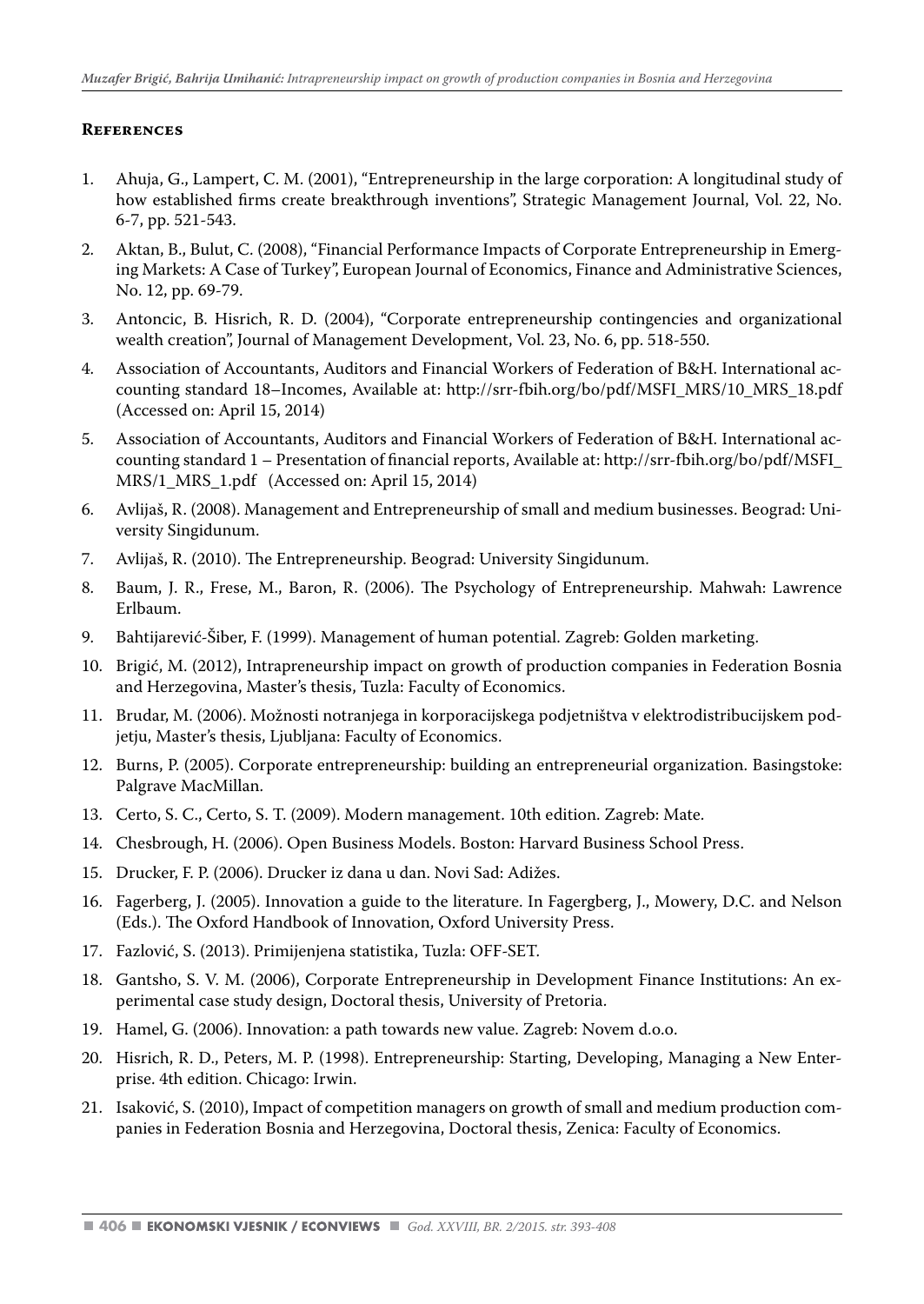## References

1. Ahuja, G., Lampert, C. M. (2001), "Entrepreneurship in the large corporation: A longitudinal study of how established firms create breakthrough inventions", Strategic Management Journal, Vol. 22, No. 6-7, pp. 521-543.
2. Aktan, B., Bulut, C. (2008), "Financial Performance Impacts of Corporate Entrepreneurship in Emerging Markets: A Case of Turkey", European Journal of Economics, Finance and Administrative Sciences, No. 12, pp. 69-79.
3. Antoncic, B. Hisrich, R. D. (2004), "Corporate entrepreneurship contingencies and organizational wealth creation", Journal of Management Development, Vol. 23, No. 6, pp. 518-550.
4. Association of Accountants, Auditors and Financial Workers of Federation of B&H. International accounting standard 18–Incomes, Available at: http://srr-fbih.org/bo/pdf/MSFI_MRS/10_MRS_18.pdf (Accessed on: April 15, 2014)
5. Association of Accountants, Auditors and Financial Workers of Federation of B&H. International accounting standard 1 – Presentation of financial reports, Available at: http://srr-fbih.org/bo/pdf/MSFI_MRS/1_MRS_1.pdf (Accessed on: April 15, 2014)
6. Avlijaš, R. (2008). Management and Entrepreneurship of small and medium businesses. Beograd: University Singidunum.
7. Avlijaš, R. (2010). The Entrepreneurship. Beograd: University Singidunum.
8. Baum, J. R., Frese, M., Baron, R. (2006). The Psychology of Entrepreneurship. Mahwah: Lawrence Erlbaum.
9. Bahtijarević-Šiber, F. (1999). Management of human potential. Zagreb: Golden marketing.
10. Brigić, M. (2012), Intrapreneurship impact on growth of production companies in Federation Bosnia and Herzegovina, Master's thesis, Tuzla: Faculty of Economics.
11. Brudar, M. (2006). Možnosti notranjega in korporacijskega podjetništva v elektrodistribucijskem podjetju, Master's thesis, Ljubljana: Faculty of Economics.
12. Burns, P. (2005). Corporate entrepreneurship: building an entrepreneurial organization. Basingstoke: Palgrave MacMillan.
13. Certo, S. C., Certo, S. T. (2009). Modern management. 10th edition. Zagreb: Mate.
14. Chesbrough, H. (2006). Open Business Models. Boston: Harvard Business School Press.
15. Drucker, F. P. (2006). Drucker iz dana u dan. Novi Sad: Adižes.
16. Fagerberg, J. (2005). Innovation a guide to the literature. In Fagergberg, J., Mowery, D.C. and Nelson (Eds.). The Oxford Handbook of Innovation, Oxford University Press.
17. Fazlović, S. (2013). Primijenjena statistika, Tuzla: OFF-SET.
18. Gantsho, S. V. M. (2006), Corporate Entrepreneurship in Development Finance Institutions: An experimental case study design, Doctoral thesis, University of Pretoria.
19. Hamel, G. (2006). Innovation: a path towards new value. Zagreb: Novem d.o.o.
20. Hisrich, R. D., Peters, M. P. (1998). Entrepreneurship: Starting, Developing, Managing a New Enterprise. 4th edition. Chicago: Irwin.
21. Isaković, S. (2010), Impact of competition managers on growth of small and medium production companies in Federation Bosnia and Herzegovina, Doctoral thesis, Zenica: Faculty of Economics.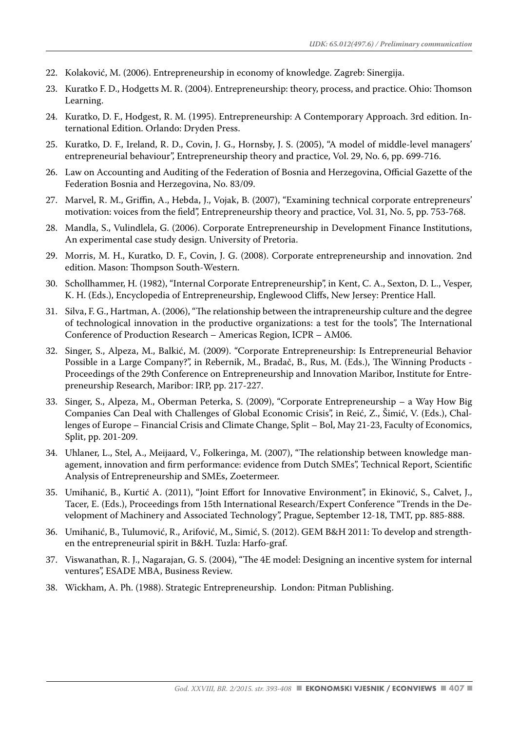22. Kolaković, M. (2006). Entrepreneurship in economy of knowledge. Zagreb: Sinergija.
23. Kuratko F. D., Hodgetts M. R. (2004). Entrepreneurship: theory, process, and practice. Ohio: Thomson Learning.
24. Kuratko, D. F., Hodgest, R. M. (1995). Entrepreneurship: A Contemporary Approach. 3rd edition. International Edition. Orlando: Dryden Press.
25. Kuratko, D. F., Ireland, R. D., Covin, J. G., Hornsby, J. S. (2005), "A model of middle-level managers' entrepreneurial behaviour", Entrepreneurship theory and practice, Vol. 29, No. 6, pp. 699-716.
26. Law on Accounting and Auditing of the Federation of Bosnia and Herzegovina, Official Gazette of the Federation Bosnia and Herzegovina, No. 83/09.
27. Marvel, R. M., Griffin, A., Hebda, J., Vojak, B. (2007), "Examining technical corporate entrepreneurs' motivation: voices from the field", Entrepreneurship theory and practice, Vol. 31, No. 5, pp. 753-768.
28. Mandla, S., Vulindlela, G. (2006). Corporate Entrepreneurship in Development Finance Institutions, An experimental case study design. University of Pretoria.
29. Morris, M. H., Kuratko, D. F., Covin, J. G. (2008). Corporate entrepreneurship and innovation. 2nd edition. Mason: Thompson South-Western.
30. Schollhammer, H. (1982), "Internal Corporate Entrepreneurship", in Kent, C. A., Sexton, D. L., Vesper, K. H. (Eds.), Encyclopedia of Entrepreneurship, Englewood Cliffs, New Jersey: Prentice Hall.
31. Silva, F. G., Hartman, A. (2006), "The relationship between the intrapreneurship culture and the degree of technological innovation in the productive organizations: a test for the tools", The International Conference of Production Research – Americas Region, ICPR – AM06.
32. Singer, S., Alpeza, M., Balkić, M. (2009). "Corporate Entrepreneurship: Is Entrepreneurial Behavior Possible in a Large Company?", in Rebernik, M., Bradač, B., Rus, M. (Eds.), The Winning Products - Proceedings of the 29th Conference on Entrepreneurship and Innovation Maribor, Institute for Entrepreneurship Research, Maribor: IRP, pp. 217-227.
33. Singer, S., Alpeza, M., Oberman Peterka, S. (2009), "Corporate Entrepreneurship – a Way How Big Companies Can Deal with Challenges of Global Economic Crisis", in Reić, Z., Šimić, V. (Eds.), Challenges of Europe – Financial Crisis and Climate Change, Split – Bol, May 21-23, Faculty of Economics, Split, pp. 201-209.
34. Uhlaner, L., Stel, A., Meijaard, V., Folkeringa, M. (2007), "The relationship between knowledge management, innovation and firm performance: evidence from Dutch SMEs", Technical Report, Scientific Analysis of Entrepreneurship and SMEs, Zoetermeer.
35. Umihanić, B., Kurtić A. (2011), "Joint Effort for Innovative Environment", in Ekinović, S., Calvet, J., Tacer, E. (Eds.), Proceedings from 15th International Research/Expert Conference "Trends in the Development of Machinery and Associated Technology", Prague, September 12-18, TMT, pp. 885-888.
36. Umihanić, B., Tulumović, R., Arifović, M., Simić, S. (2012). GEM B&H 2011: To develop and strengthen the entrepreneurial spirit in B&H. Tuzla: Harfo-graf.
37. Viswanathan, R. J., Nagarajan, G. S. (2004), "The 4E model: Designing an incentive system for internal ventures", ESADE MBA, Business Review.
38. Wickham, A. Ph. (1988). Strategic Entrepreneurship. London: Pitman Publishing.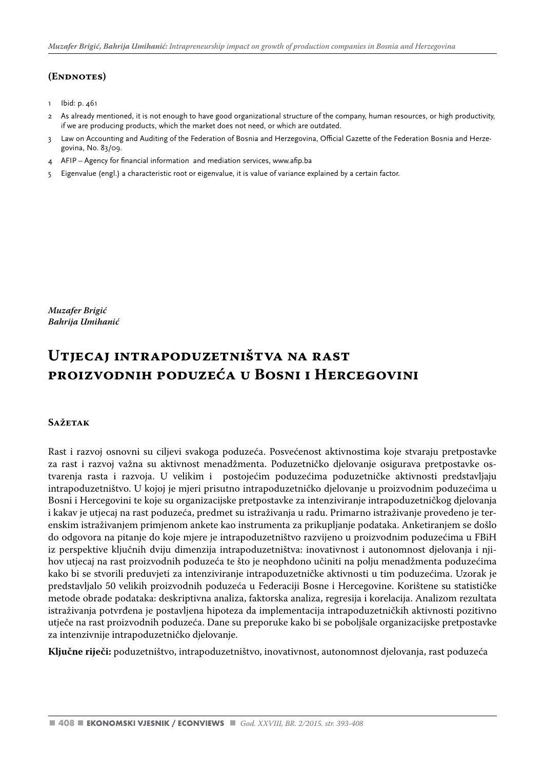## (Endnotes)

1 Ibid: p. 461

2 As already mentioned, it is not enough to have good organizational structure of the company, human resources, or high productivity, if we are producing products, which the market does not need, or which are outdated.

3 Law on Accounting and Auditing of the Federation of Bosnia and Herzegovina, Official Gazette of the Federation Bosnia and Herzegovina, No. 83/09.

4 AFIP – Agency for financial information and mediation services, www.afip.ba

5 Eigenvalue (engl.) a characteristic root or eigenvalue, it is value of variance explained by a certain factor.

***Muzafer Brigić***
***Bahrija Umihanić***

# Utjecaj intrapoduzetništva na rast proizvodnih poduzeća u Bosni i Hercegovini

## Sažetak

Rast i razvoj osnovni su ciljevi svakoga poduzeća. Posvećenost aktivnostima koje stvaraju pretpostavke za rast i razvoj važna su aktivnost menadžmenta. Poduzetničko djelovanje osigurava pretpostavke ostvarenja rasta i razvoja. U velikim i postojećim poduzećima poduzetničke aktivnosti predstavljaju intrapoduzetništvo. U kojoj je mjeri prisutno intrapoduzetničko djelovanje u proizvodnim poduzećima u Bosni i Hercegovini te koje su organizacijske pretpostavke za intenziviranje intrapoduzetničkog djelovanja i kakav je utjecaj na rast poduzeća, predmet su istraživanja u radu. Primarno istraživanje provedeno je terenskim istraživanjem primjenom ankete kao instrumenta za prikupljanje podataka. Anketiranjem se došlo do odgovora na pitanje do koje mjere je intrapoduzetništvo razvijeno u proizvodnim poduzećima u FBiH iz perspektive ključnih dviju dimenzija intrapoduzetništva: inovativnost i autonomnost djelovanja i njihov utjecaj na rast proizvodnih poduzeća te što je neophdono učiniti na polju menadžmenta poduzećima kako bi se stvorili preduvjeti za intenziviranje intrapoduzetničke aktivnosti u tim poduzećima. Uzorak je predstavljalo 50 velikih proizvodnih poduzeća u Federaciji Bosne i Hercegovine. Korištene su statističke metode obrade podataka: deskriptivna analiza, faktorska analiza, regresija i korelacija. Analizom rezultata istraživanja potvrđena je postavljena hipoteza da implementacija intrapoduzetničkih aktivnosti pozitivno utječe na rast proizvodnih poduzeća. Dane su preporuke kako bi se poboljšale organizacijske pretpostavke za intenzivnije intrapoduzetničko djelovanje.

**Ključne riječi:** poduzetništvo, intrapoduzetništvo, inovativnost, autonomnost djelovanja, rast poduzeća